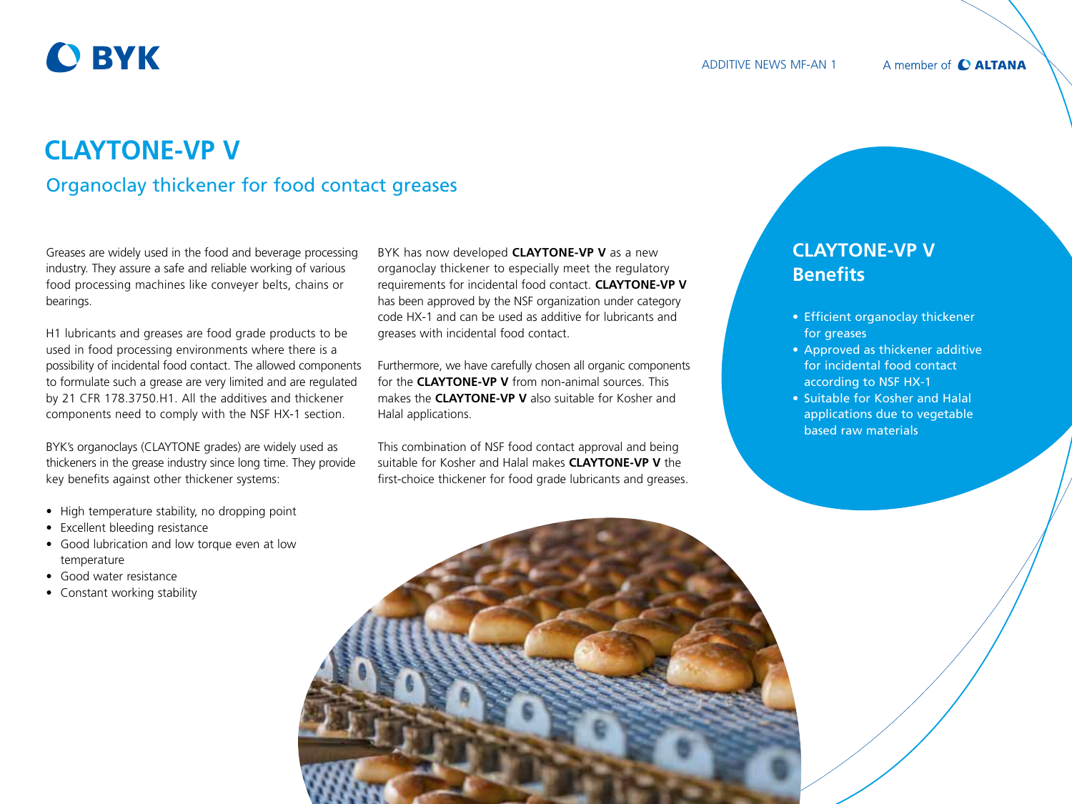BYK

ADDITIVE NEWS MF-AN 1 A member of ALTANA

# CLAYTONE-VP V

## Organoclay thickener for food contact greases

Greases are widely used in the food and beverage processing industry. They assure a safe and reliable working of various food processing machines like conveyer belts, chains or bearings.

H1 lubricants and greases are food grade products to be used in food processing environments where there is a possibility of incidental food contact. The allowed components to formulate such a grease are very limited and are regulated by 21 CFR 178.3750.H1. All the additives and thickener components need to comply with the NSF HX-1 section.

BYK's organoclays (CLAYTONE grades) are widely used as thickeners in the grease industry since long time. They provide key benefits against other thickener systems:

- High temperature stability, no dropping point
- Excellent bleeding resistance
- Good lubrication and low torque even at low temperature
- Good water resistance
- Constant working stability

BYK has now developed **CLAYTONE-VP V** as a new organoclay thickener to especially meet the regulatory requirements for incidental food contact. **CLAYTONE-VP V** has been approved by the NSF organization under category code HX-1 and can be used as additive for lubricants and greases with incidental food contact.

Furthermore, we have carefully chosen all organic components for the **CLAYTONE-VP V** from non-animal sources. This makes the **CLAYTONE-VP V** also suitable for Kosher and Halal applications.

This combination of NSF food contact approval and being suitable for Kosher and Halal makes **CLAYTONE-VP V** the first-choice thickener for food grade lubricants and greases.

## CLAYTONE-VP V Benefits

- Efficient organoclay thickener for greases
- Approved as thickener additive for incidental food contact according to NSF HX-1
- Suitable for Kosher and Halal applications due to vegetable based raw materials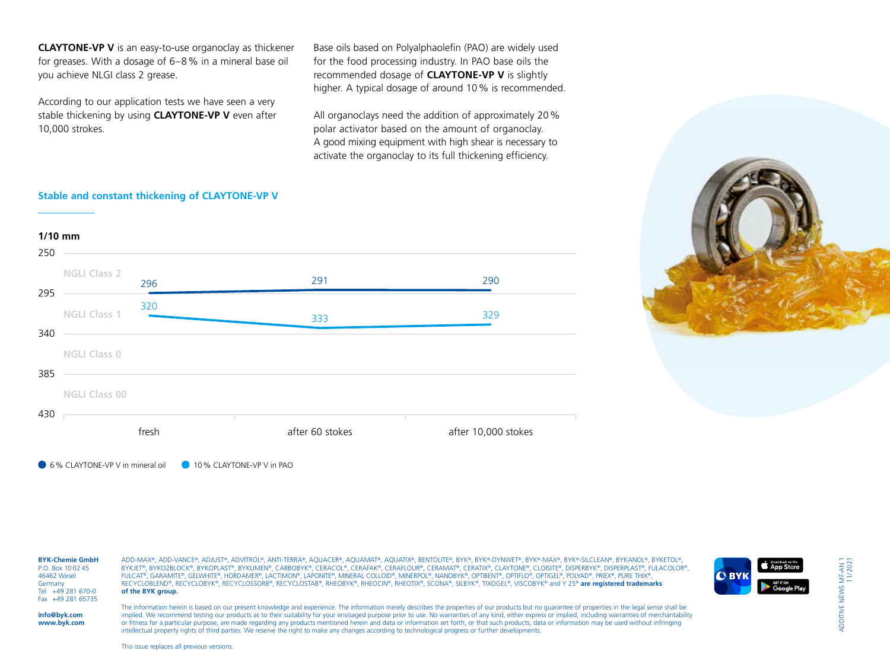**CLAYTONE-VP V** is an easy-to-use organoclay as thickener for greases. With a dosage of 6–8 % in a mineral base oil you achieve NLGI class 2 grease.

According to our application tests we have seen a very stable thickening by using **CLAYTONE-VP V** even after 10,000 strokes.

Base oils based on Polyalphaolefin (PAO) are widely used for the food processing industry. In PAO base oils the recommended dosage of **CLAYTONE-VP V** is slightly higher. A typical dosage of around 10 % is recommended.

All organoclays need the addition of approximately 20 % polar activator based on the amount of organoclay. A good mixing equipment with high shear is necessary to activate the organoclay to its full thickening efficiency.

## Stable and constant thickening of CLAYTONE-VP V

1/10 mm

250
295
340
385
430

NGLI Class 2
NGLI Class 1
NGLI Class 0
NGLI Class 00

296
291
290
320
333
329

fresh
after 60 stokes
after 10,000 stokes

6 % CLAYTONE-VP V in mineral oil
10 % CLAYTONE-VP V in PAO

**BYK-Chemie GmbH**
P.O. Box 10 02 45
46462 Wesel
Germany
Tel +49 281 670-0
Fax +49 281 65735

**info@byk.com**
**www.byk.com**

ADD-MAX®, ADD-VANCE®, ADJUST®, ADVITROL®, ANTI-TERRA®, AQUACER®, AQUAMAT®, AQUATIX®, BENTOLITE®, BYK®, BYK®-DYNWET®, BYK®-MAX®, BYK®-SILCLEAN®, BYKANOL®, BYKETOL®, BYKJET®, BYKO2BLOCK®, BYKOPLAST®, BYKUMEN®, CARBOBYK®, CERACOL®, CERAFAK®, CERAFLOUR®, CERAMAT®, CERATIX®, CLAYTONE®, CLOISITE®, DISPERBYK®, DISPERPLAST®, FULACOLOR®, FULCAT®, GARAMITE®, GELWHITE®, HORDAMER®, LACTIMON®, LAPONITE®, MINERAL COLLOID®, MINERPOL®, NANOBYK®, OPTIBENT®, OPTIFLO®, OPTIGEL®, POLYAD®, PRIEX®, PURE THIX®, RECYCLOBLEND®, RECYCLOBYK®, RECYCLOSSORB®, RECYCLOSTAB®, RHEOBYK®, RHEOCIN®, RHEOTIX®, SCONA®, SILBYK®, TIXOGEL®, VISCOBYK® and Y 25® **are registered trademarks of the BYK group.**

The information herein is based on our present knowledge and experience. The information merely describes the properties of our products but no guarantee of properties in the legal sense shall be implied. We recommend testing our products as to their suitability for your envisaged purpose prior to use. No warranties of any kind, either express or implied, including warranties of merchantability or fitness for a particular purpose, are made regarding any products mentioned herein and data or information set forth, or that such products, data or information may be used without infringing intellectual property rights of third parties. We reserve the right to make any changes according to technological progress or further developments.

This issue replaces all previous versions.

ADDITIVE NEWS MF-AN 1
11/2021